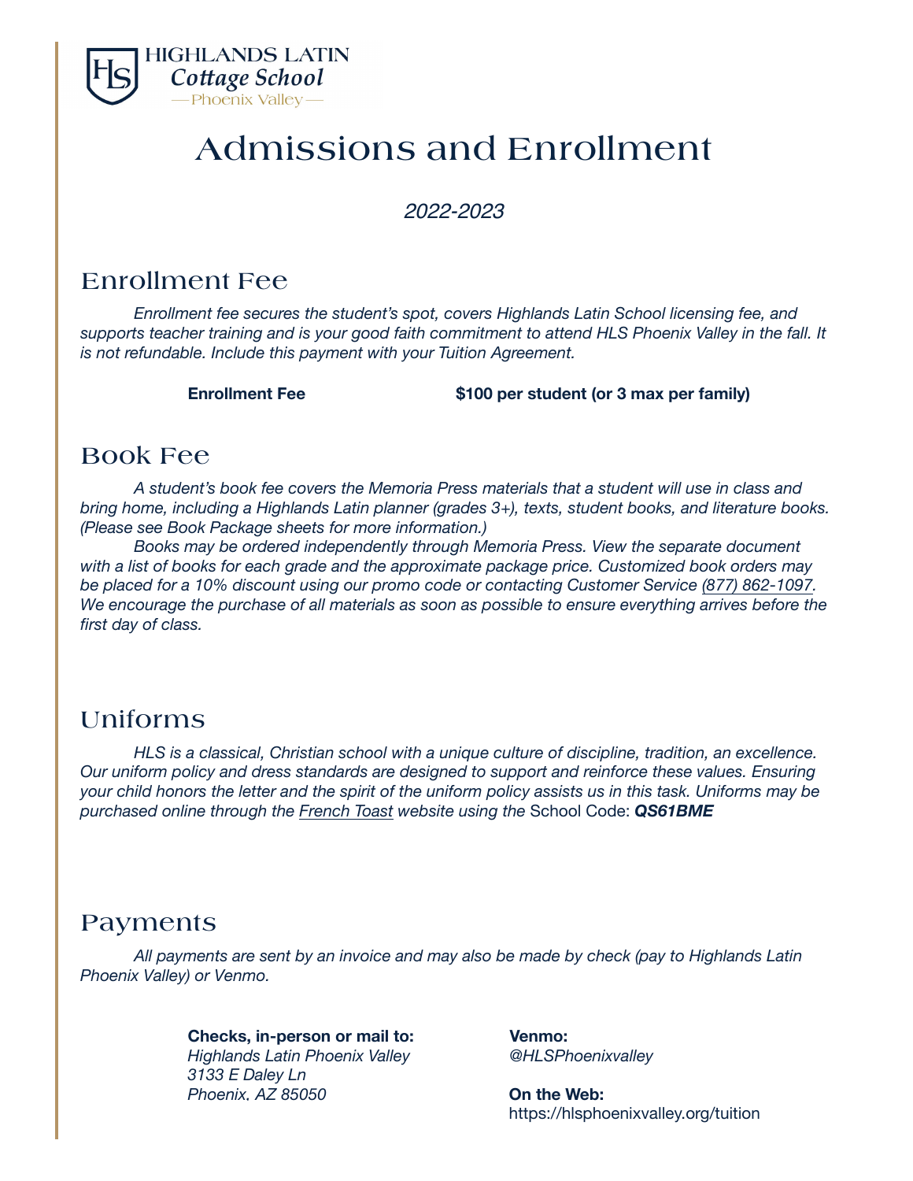HIGHLANDS LATIN
*Cottage School*
— Phoenix Valley —

# Admissions and Enrollment

*2022-2023*

## Enrollment Fee

*Enrollment fee secures the student's spot, covers Highlands Latin School licensing fee, and supports teacher training and is your good faith commitment to attend HLS Phoenix Valley in the fall. It is not refundable. Include this payment with your Tuition Agreement.*

| **Enrollment Fee** | **$100 per student (or 3 max per family)** |
|---|---|

## Book Fee

*A student's book fee covers the Memoria Press materials that a student will use in class and bring home, including a Highlands Latin planner (grades 3+), texts, student books, and literature books. (Please see Book Package sheets for more information.)*

*Books may be ordered independently through Memoria Press. View the separate document with a list of books for each grade and the approximate package price. Customized book orders may be placed for a 10% discount using our promo code or contacting Customer Service (877) 862-1097. We encourage the purchase of all materials as soon as possible to ensure everything arrives before the first day of class.*

## Uniforms

*HLS is a classical, Christian school with a unique culture of discipline, tradition, an excellence. Our uniform policy and dress standards are designed to support and reinforce these values. Ensuring your child honors the letter and the spirit of the uniform policy assists us in this task. Uniforms may be purchased online through the French Toast website using the* School Code: ***QS61BME***

## Payments

*All payments are sent by an invoice and may also be made by check (pay to Highlands Latin Phoenix Valley) or Venmo.*

**Checks, in-person or mail to:**
*Highlands Latin Phoenix Valley*
*3133 E Daley Ln*
*Phoenix, AZ 85050*

**Venmo:**
*@HLSPhoenixvalley*

**On the Web:**
https://hlsphoenixvalley.org/tuition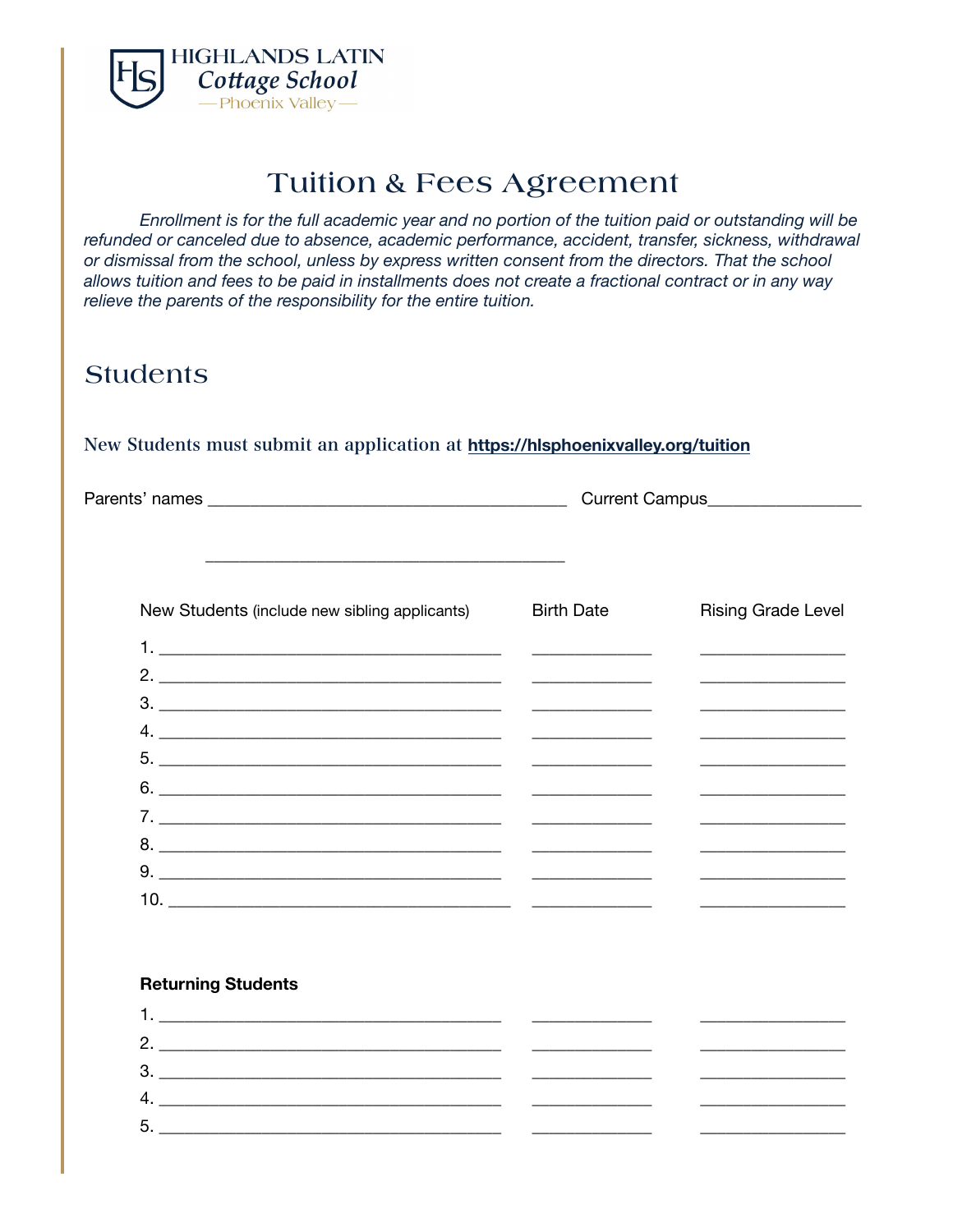HIGHLANDS LATIN
*Cottage School*
— Phoenix Valley —

# Tuition & Fees Agreement

*Enrollment is for the full academic year and no portion of the tuition paid or outstanding will be refunded or canceled due to absence, academic performance, accident, transfer, sickness, withdrawal or dismissal from the school, unless by express written consent from the directors. That the school allows tuition and fees to be paid in installments does not create a fractional contract or in any way relieve the parents of the responsibility for the entire tuition.*

## Students

New Students must submit an application at **https://hlsphoenixvalley.org/tuition**

Parents' names ________________________________________ Current Campus_________________

________________________________________

| New Students (include new sibling applicants) | Birth Date | Rising Grade Level |
|---|---|---|
| 1. ______________________________________ | _____________ | ________________ |
| 2. ______________________________________ | _____________ | ________________ |
| 3. ______________________________________ | _____________ | ________________ |
| 4. ______________________________________ | _____________ | ________________ |
| 5. ______________________________________ | _____________ | ________________ |
| 6. ______________________________________ | _____________ | ________________ |
| 7. ______________________________________ | _____________ | ________________ |
| 8. ______________________________________ | _____________ | ________________ |
| 9. ______________________________________ | _____________ | ________________ |
| 10. ______________________________________ | _____________ | ________________ |

**Returning Students**

| | | |
|---|---|---|
| 1. ______________________________________ | _____________ | ________________ |
| 2. ______________________________________ | _____________ | ________________ |
| 3. ______________________________________ | _____________ | ________________ |
| 4. ______________________________________ | _____________ | ________________ |
| 5. ______________________________________ | _____________ | ________________ |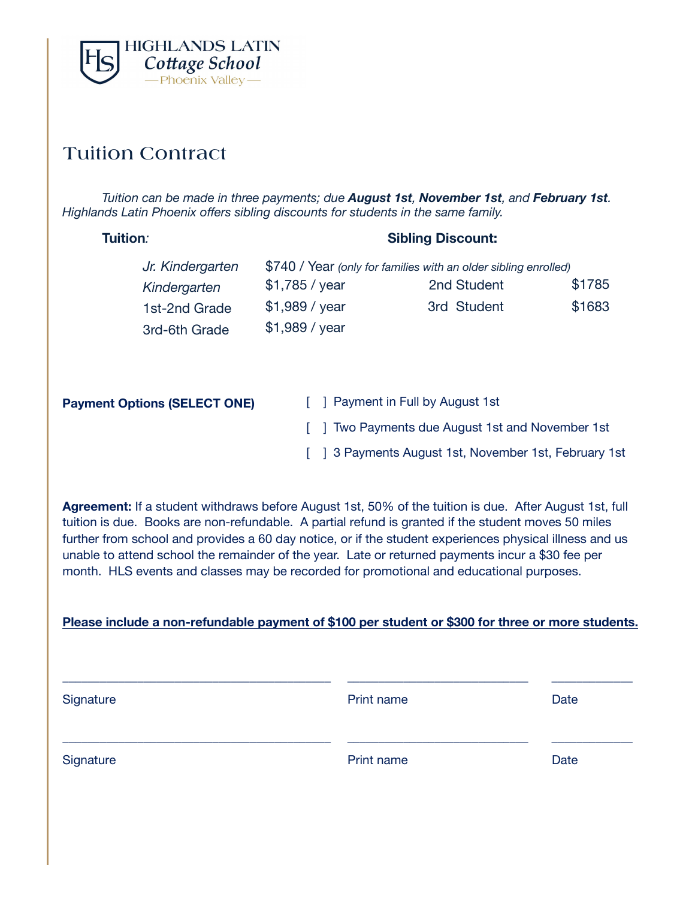HIGHLANDS LATIN
*Cottage School*
—Phoenix Valley—

# Tuition Contract

*Tuition can be made in three payments; due **August 1st**, **November 1st**, and **February 1st**. Highlands Latin Phoenix offers sibling discounts for students in the same family.*

| **Tuition:** | | **Sibling Discount:** | |
|---|---|---|---|
| *Jr. Kindergarten* | $740 / Year *(only for families with an older sibling enrolled)* | | |
| *Kindergarten* | $1,785 / year | 2nd Student | $1785 |
| 1st-2nd Grade | $1,989 / year | 3rd Student | $1683 |
| 3rd-6th Grade | $1,989 / year | | |

**Payment Options (SELECT ONE)**

[ ] Payment in Full by August 1st

[ ] Two Payments due August 1st and November 1st

[ ] 3 Payments August 1st, November 1st, February 1st

**Agreement:** If a student withdraws before August 1st, 50% of the tuition is due. After August 1st, full tuition is due. Books are non-refundable. A partial refund is granted if the student moves 50 miles further from school and provides a 60 day notice, or if the student experiences physical illness and us unable to attend school the remainder of the year. Late or returned payments incur a $30 fee per month. HLS events and classes may be recorded for promotional and educational purposes.

**Please include a non-refundable payment of $100 per student or $300 for three or more students.**

| \_\_\_\_\_\_\_\_\_\_\_\_\_\_\_\_\_\_\_\_\_\_\_\_ | \_\_\_\_\_\_\_\_\_\_\_\_\_\_\_\_\_\_ | \_\_\_\_\_\_\_\_ |
|---|---|---|
| Signature | Print name | Date |
| \_\_\_\_\_\_\_\_\_\_\_\_\_\_\_\_\_\_\_\_\_\_\_\_ | \_\_\_\_\_\_\_\_\_\_\_\_\_\_\_\_\_\_ | \_\_\_\_\_\_\_\_ |
| Signature | Print name | Date |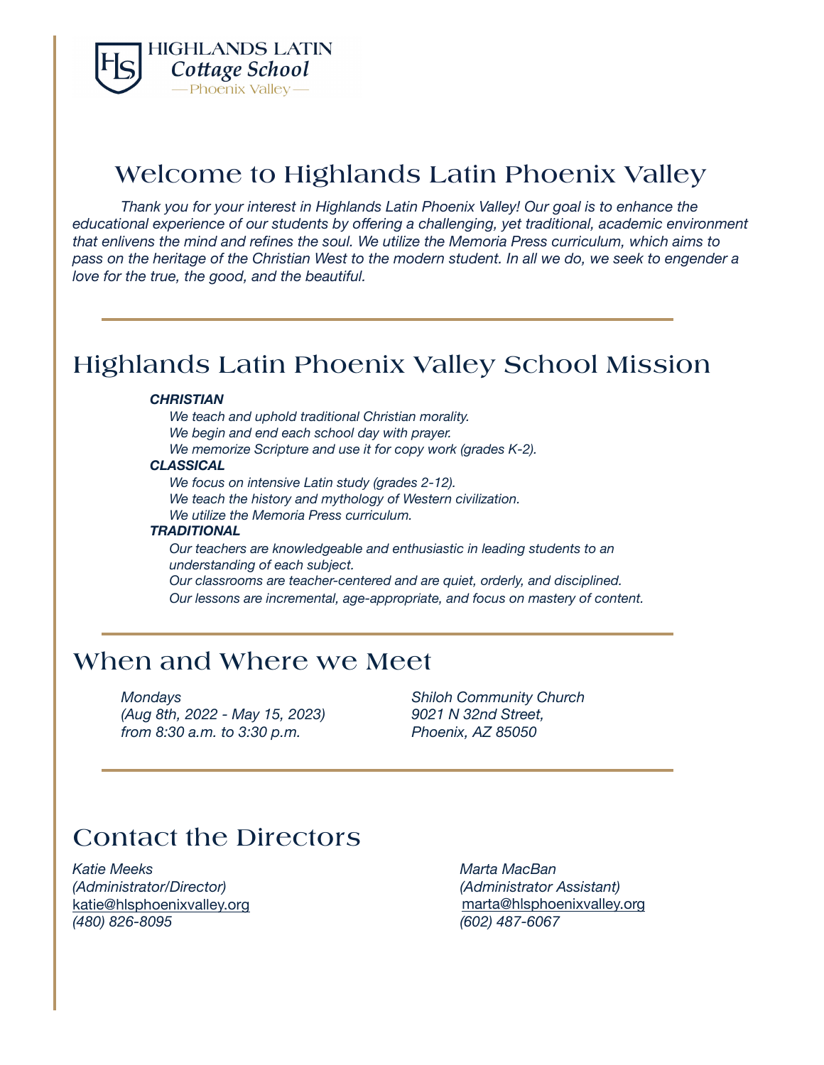HIGHLANDS LATIN
*Cottage School*
— Phoenix Valley —

# Welcome to Highlands Latin Phoenix Valley

*Thank you for your interest in Highlands Latin Phoenix Valley! Our goal is to enhance the educational experience of our students by offering a challenging, yet traditional, academic environment that enlivens the mind and refines the soul. We utilize the Memoria Press curriculum, which aims to pass on the heritage of the Christian West to the modern student. In all we do, we seek to engender a love for the true, the good, and the beautiful.*

---

# Highlands Latin Phoenix Valley School Mission

***CHRISTIAN***

*We teach and uphold traditional Christian morality.*
*We begin and end each school day with prayer.*
*We memorize Scripture and use it for copy work (grades K-2).*

***CLASSICAL***

*We focus on intensive Latin study (grades 2-12).*
*We teach the history and mythology of Western civilization.*
*We utilize the Memoria Press curriculum.*

***TRADITIONAL***

*Our teachers are knowledgeable and enthusiastic in leading students to an understanding of each subject.*
*Our classrooms are teacher-centered and are quiet, orderly, and disciplined.*
*Our lessons are incremental, age-appropriate, and focus on mastery of content.*

---

# When and Where we Meet

*Mondays*
*(Aug 8th, 2022 - May 15, 2023)*
*from 8:30 a.m. to 3:30 p.m.*

*Shiloh Community Church*
*9021 N 32nd Street,*
*Phoenix, AZ 85050*

---

# Contact the Directors

*Katie Meeks*
*(Administrator/Director)*
katie@hlsphoenixvalley.org
*(480) 826-8095*

*Marta MacBan*
*(Administrator Assistant)*
marta@hlsphoenixvalley.org
*(602) 487-6067*